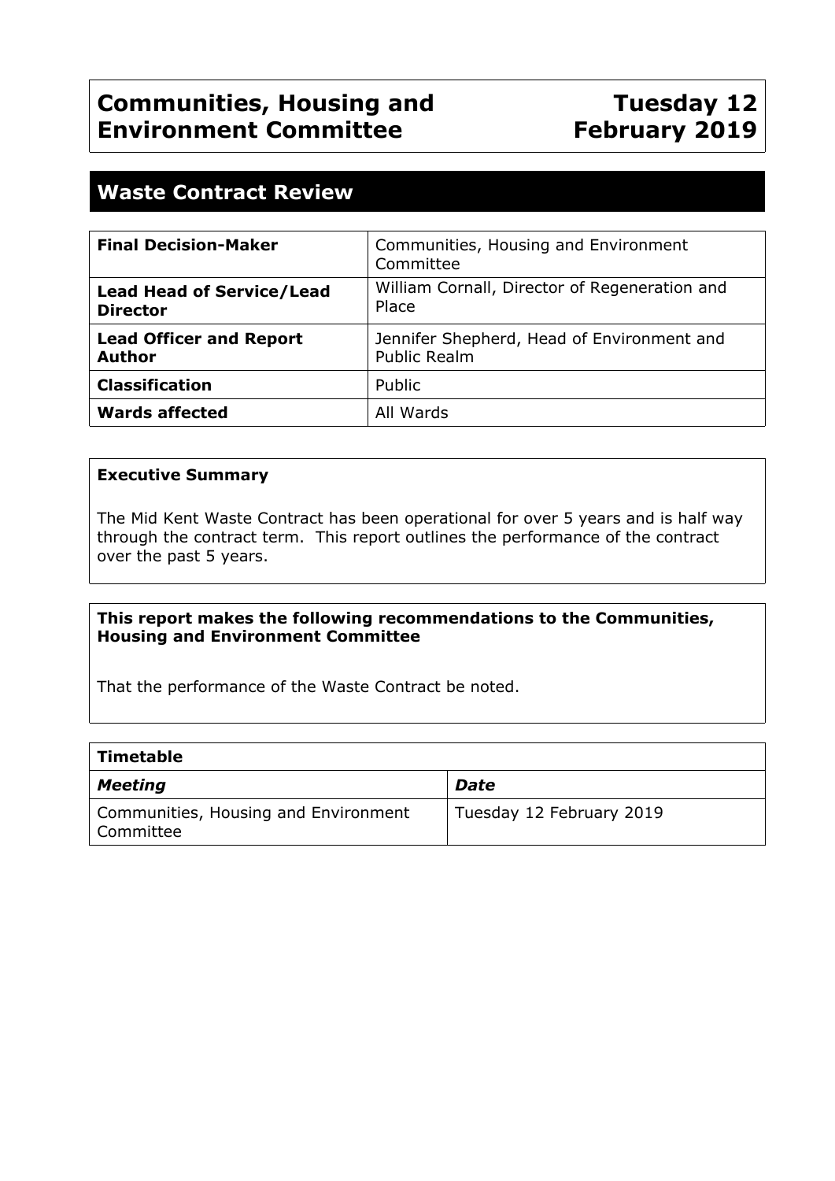# Communities, Housing and Environment Committee

**Tuesday 12 February 2019**

## Waste Contract Review

| | |
|---|---|
| **Final Decision-Maker** | Communities, Housing and Environment Committee |
| **Lead Head of Service/Lead Director** | William Cornall, Director of Regeneration and Place |
| **Lead Officer and Report Author** | Jennifer Shepherd, Head of Environment and Public Realm |
| **Classification** | Public |
| **Wards affected** | All Wards |

**Executive Summary**

The Mid Kent Waste Contract has been operational for over 5 years and is half way through the contract term. This report outlines the performance of the contract over the past 5 years.

**This report makes the following recommendations to the Communities, Housing and Environment Committee**

That the performance of the Waste Contract be noted.

| **Timetable** | |
|---|---|
| ***Meeting*** | ***Date*** |
| Communities, Housing and Environment Committee | Tuesday 12 February 2019 |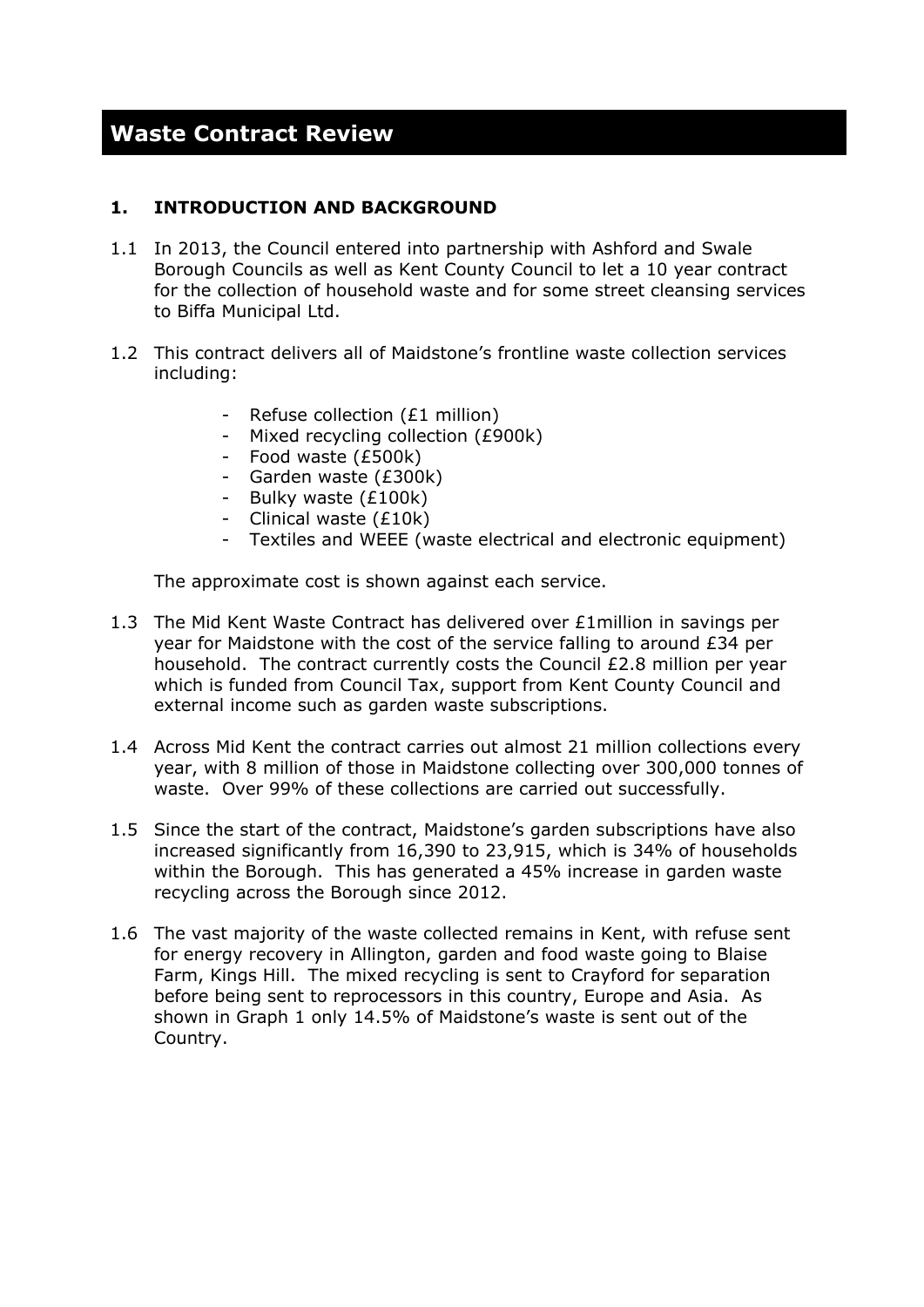# Waste Contract Review

## 1. INTRODUCTION AND BACKGROUND

1.1 In 2013, the Council entered into partnership with Ashford and Swale Borough Councils as well as Kent County Council to let a 10 year contract for the collection of household waste and for some street cleansing services to Biffa Municipal Ltd.

1.2 This contract delivers all of Maidstone's frontline waste collection services including:

- Refuse collection (£1 million)
- Mixed recycling collection (£900k)
- Food waste (£500k)
- Garden waste (£300k)
- Bulky waste (£100k)
- Clinical waste (£10k)
- Textiles and WEEE (waste electrical and electronic equipment)

The approximate cost is shown against each service.

1.3 The Mid Kent Waste Contract has delivered over £1million in savings per year for Maidstone with the cost of the service falling to around £34 per household. The contract currently costs the Council £2.8 million per year which is funded from Council Tax, support from Kent County Council and external income such as garden waste subscriptions.

1.4 Across Mid Kent the contract carries out almost 21 million collections every year, with 8 million of those in Maidstone collecting over 300,000 tonnes of waste. Over 99% of these collections are carried out successfully.

1.5 Since the start of the contract, Maidstone's garden subscriptions have also increased significantly from 16,390 to 23,915, which is 34% of households within the Borough. This has generated a 45% increase in garden waste recycling across the Borough since 2012.

1.6 The vast majority of the waste collected remains in Kent, with refuse sent for energy recovery in Allington, garden and food waste going to Blaise Farm, Kings Hill. The mixed recycling is sent to Crayford for separation before being sent to reprocessors in this country, Europe and Asia. As shown in Graph 1 only 14.5% of Maidstone's waste is sent out of the Country.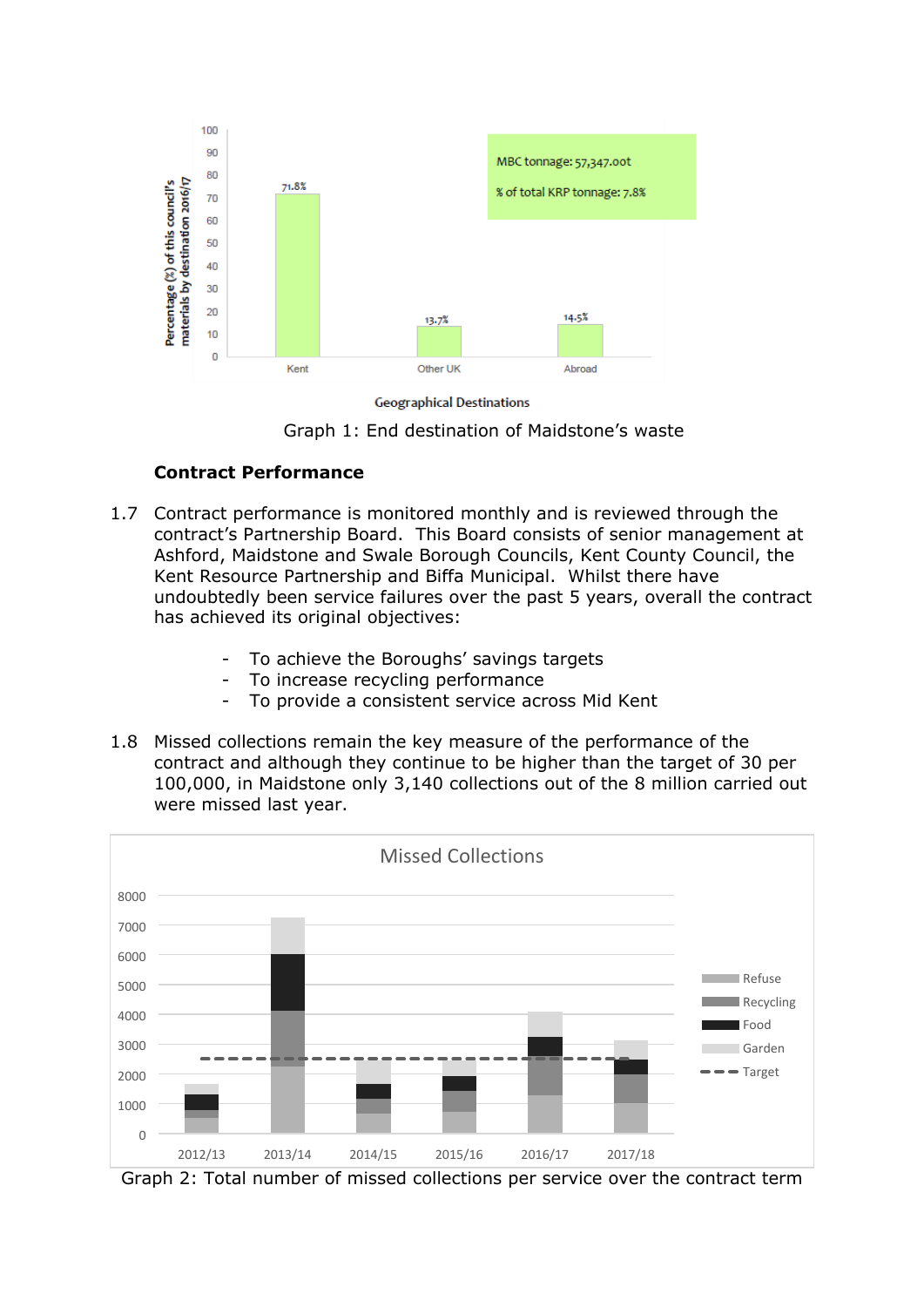Graph 1: End destination of Maidstone's waste

**Contract Performance**

1.7 Contract performance is monitored monthly and is reviewed through the contract's Partnership Board. This Board consists of senior management at Ashford, Maidstone and Swale Borough Councils, Kent County Council, the Kent Resource Partnership and Biffa Municipal. Whilst there have undoubtedly been service failures over the past 5 years, overall the contract has achieved its original objectives:

- To achieve the Boroughs' savings targets
- To increase recycling performance
- To provide a consistent service across Mid Kent

1.8 Missed collections remain the key measure of the performance of the contract and although they continue to be higher than the target of 30 per 100,000, in Maidstone only 3,140 collections out of the 8 million carried out were missed last year.

Graph 2: Total number of missed collections per service over the contract term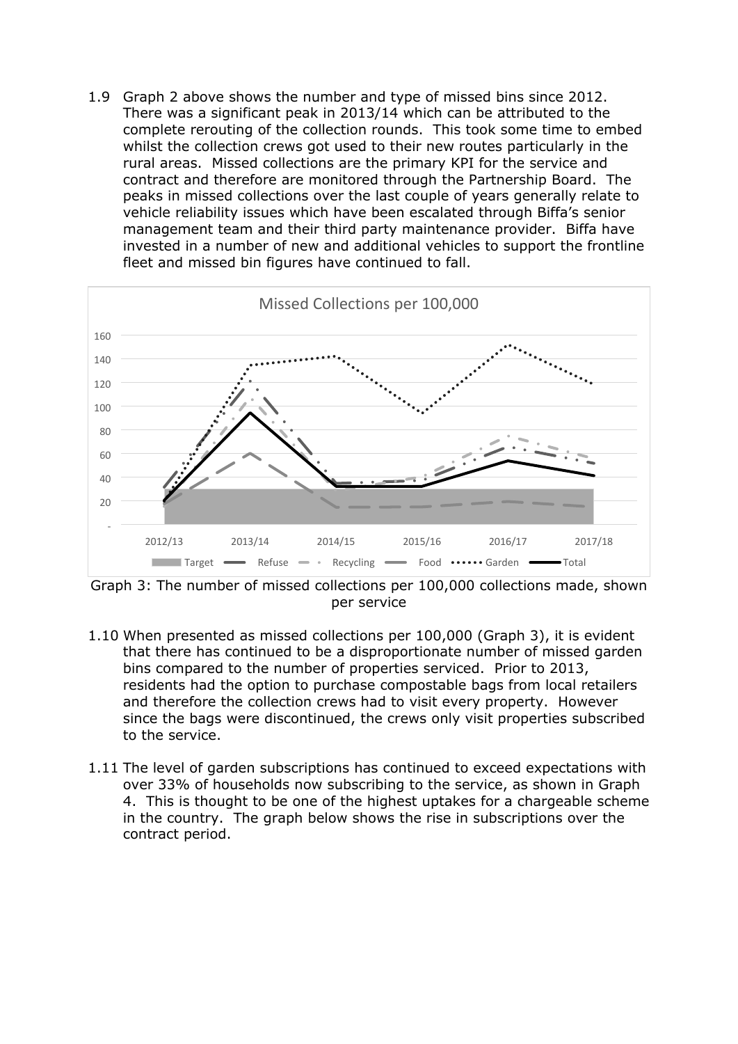1.9 Graph 2 above shows the number and type of missed bins since 2012. There was a significant peak in 2013/14 which can be attributed to the complete rerouting of the collection rounds. This took some time to embed whilst the collection crews got used to their new routes particularly in the rural areas. Missed collections are the primary KPI for the service and contract and therefore are monitored through the Partnership Board. The peaks in missed collections over the last couple of years generally relate to vehicle reliability issues which have been escalated through Biffa's senior management team and their third party maintenance provider. Biffa have invested in a number of new and additional vehicles to support the frontline fleet and missed bin figures have continued to fall.

Graph 3: The number of missed collections per 100,000 collections made, shown per service

1.10 When presented as missed collections per 100,000 (Graph 3), it is evident that there has continued to be a disproportionate number of missed garden bins compared to the number of properties serviced. Prior to 2013, residents had the option to purchase compostable bags from local retailers and therefore the collection crews had to visit every property. However since the bags were discontinued, the crews only visit properties subscribed to the service.

1.11 The level of garden subscriptions has continued to exceed expectations with over 33% of households now subscribing to the service, as shown in Graph 4. This is thought to be one of the highest uptakes for a chargeable scheme in the country. The graph below shows the rise in subscriptions over the contract period.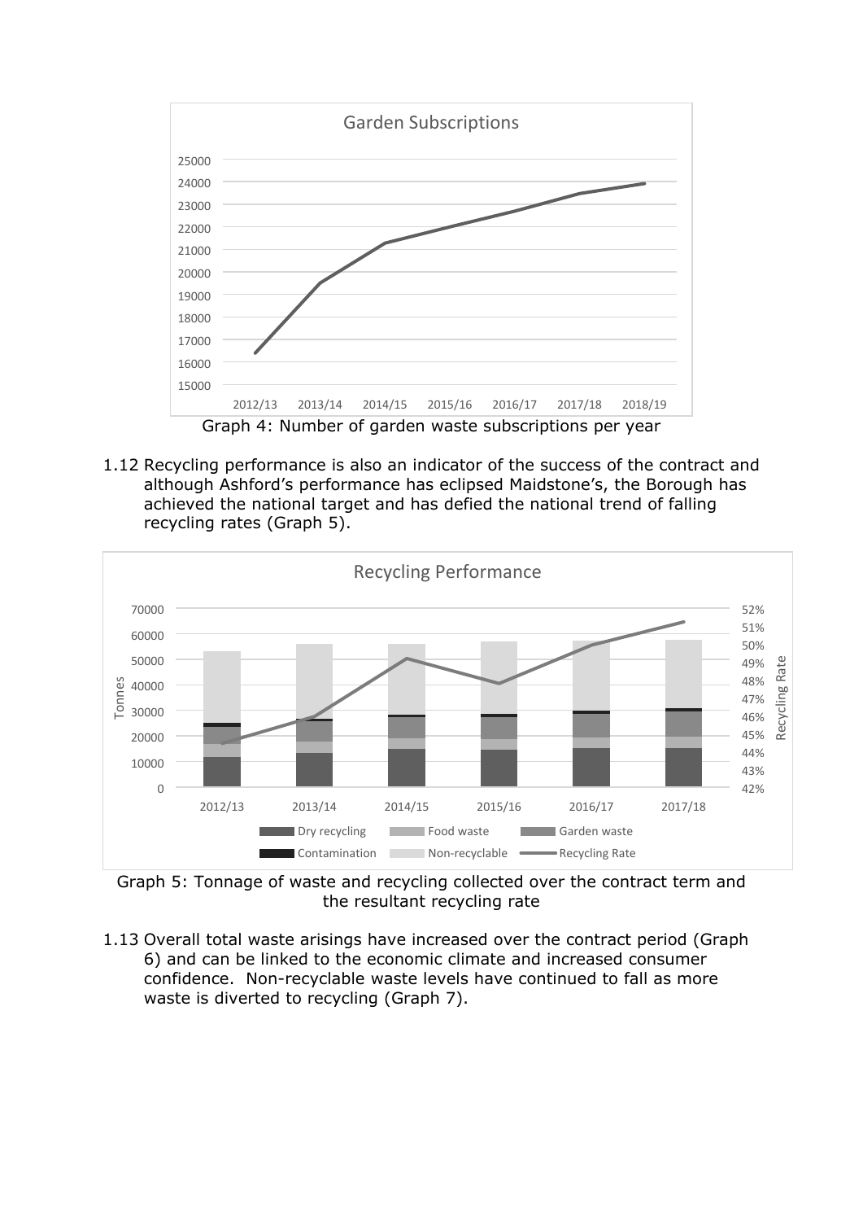Graph 4: Number of garden waste subscriptions per year

1.12 Recycling performance is also an indicator of the success of the contract and although Ashford's performance has eclipsed Maidstone's, the Borough has achieved the national target and has defied the national trend of falling recycling rates (Graph 5).

Graph 5: Tonnage of waste and recycling collected over the contract term and the resultant recycling rate

1.13 Overall total waste arisings have increased over the contract period (Graph 6) and can be linked to the economic climate and increased consumer confidence. Non-recyclable waste levels have continued to fall as more waste is diverted to recycling (Graph 7).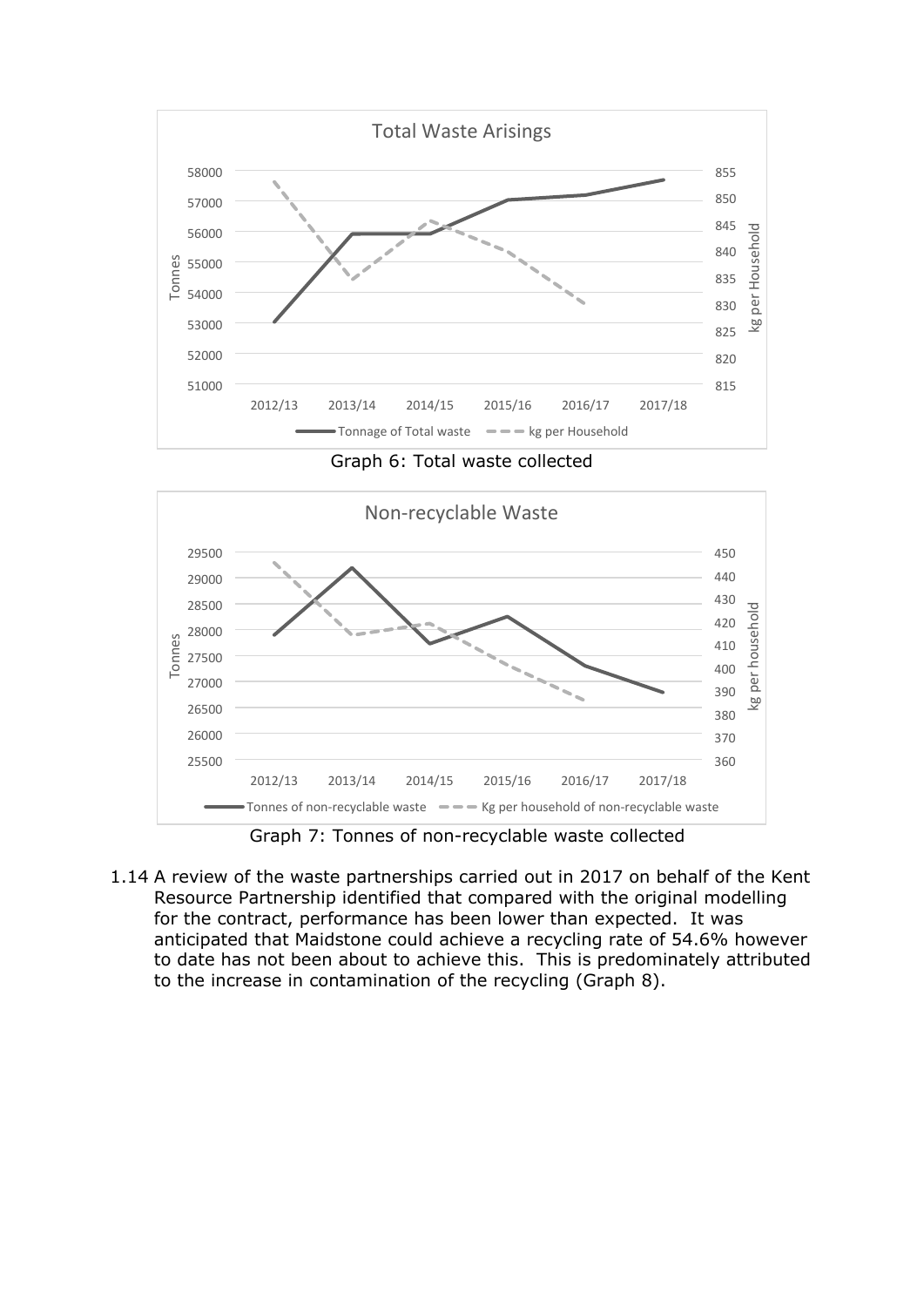Graph 6: Total waste collected

Graph 7: Tonnes of non-recyclable waste collected

1.14 A review of the waste partnerships carried out in 2017 on behalf of the Kent Resource Partnership identified that compared with the original modelling for the contract, performance has been lower than expected. It was anticipated that Maidstone could achieve a recycling rate of 54.6% however to date has not been about to achieve this. This is predominately attributed to the increase in contamination of the recycling (Graph 8).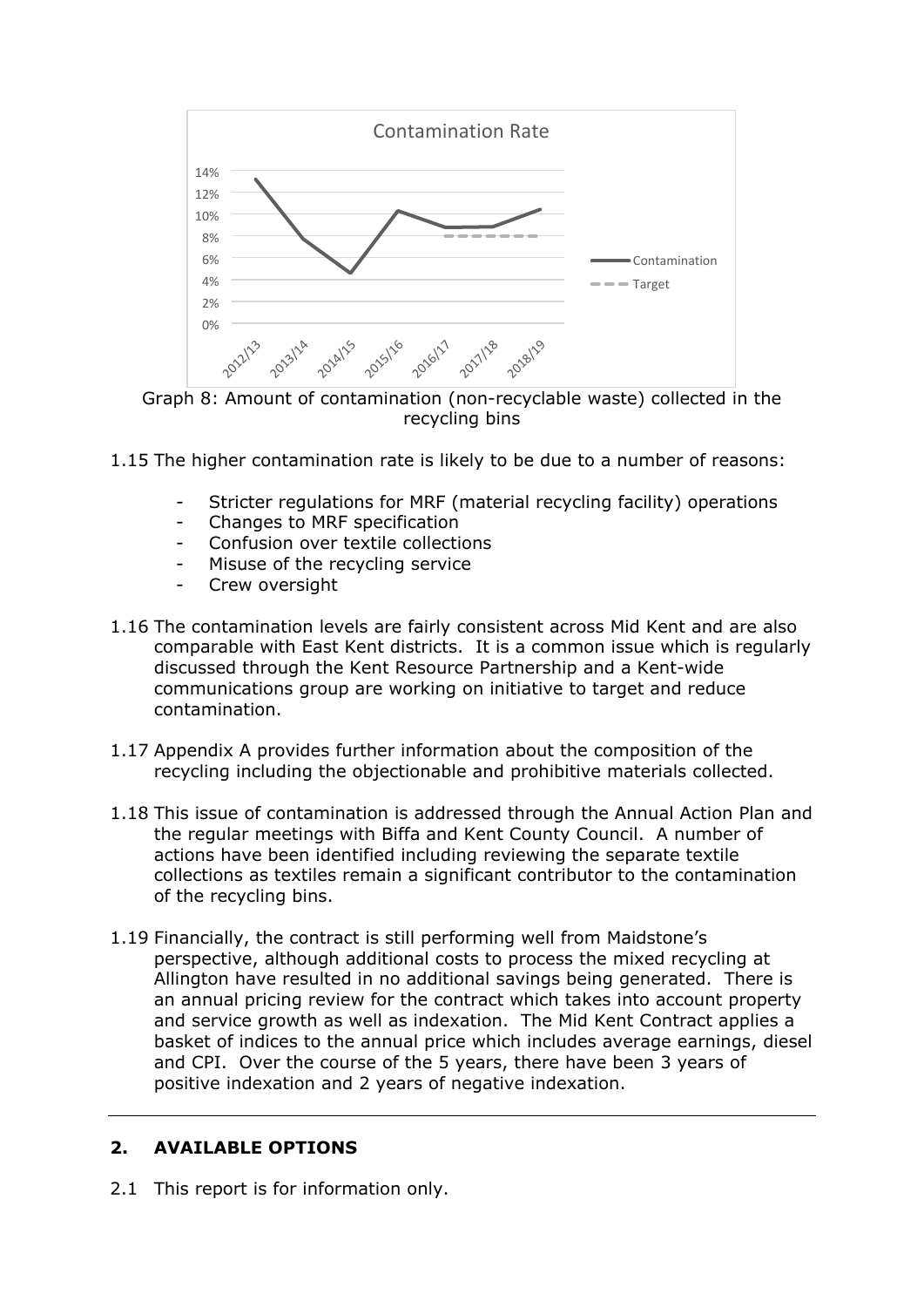Graph 8: Amount of contamination (non-recyclable waste) collected in the recycling bins

1.15 The higher contamination rate is likely to be due to a number of reasons:

- Stricter regulations for MRF (material recycling facility) operations
- Changes to MRF specification
- Confusion over textile collections
- Misuse of the recycling service
- Crew oversight

1.16 The contamination levels are fairly consistent across Mid Kent and are also comparable with East Kent districts. It is a common issue which is regularly discussed through the Kent Resource Partnership and a Kent-wide communications group are working on initiative to target and reduce contamination.

1.17 Appendix A provides further information about the composition of the recycling including the objectionable and prohibitive materials collected.

1.18 This issue of contamination is addressed through the Annual Action Plan and the regular meetings with Biffa and Kent County Council. A number of actions have been identified including reviewing the separate textile collections as textiles remain a significant contributor to the contamination of the recycling bins.

1.19 Financially, the contract is still performing well from Maidstone's perspective, although additional costs to process the mixed recycling at Allington have resulted in no additional savings being generated. There is an annual pricing review for the contract which takes into account property and service growth as well as indexation. The Mid Kent Contract applies a basket of indices to the annual price which includes average earnings, diesel and CPI. Over the course of the 5 years, there have been 3 years of positive indexation and 2 years of negative indexation.

---

## 2. AVAILABLE OPTIONS

2.1 This report is for information only.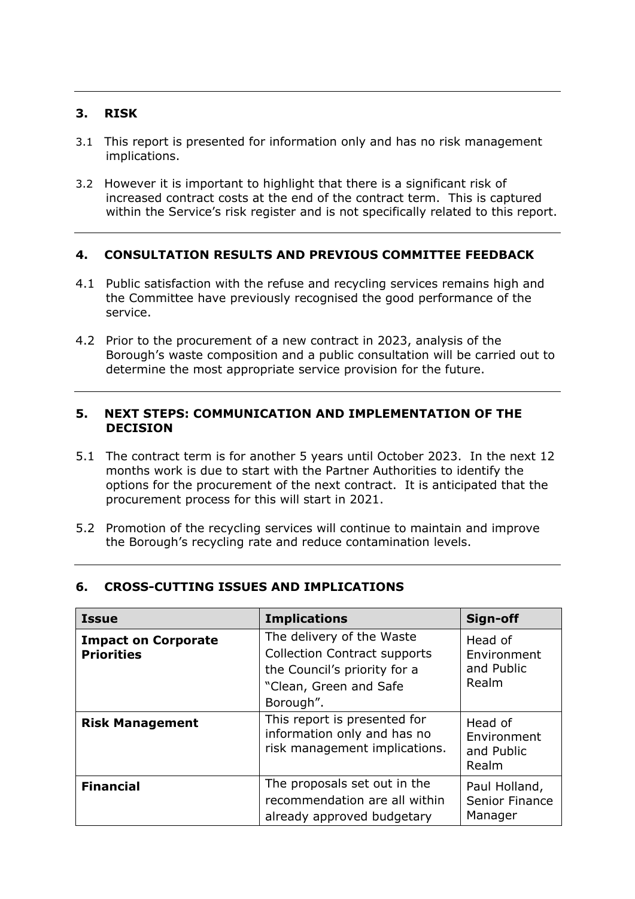## 3. RISK

3.1 This report is presented for information only and has no risk management implications.

3.2 However it is important to highlight that there is a significant risk of increased contract costs at the end of the contract term. This is captured within the Service's risk register and is not specifically related to this report.

## 4. CONSULTATION RESULTS AND PREVIOUS COMMITTEE FEEDBACK

4.1 Public satisfaction with the refuse and recycling services remains high and the Committee have previously recognised the good performance of the service.

4.2 Prior to the procurement of a new contract in 2023, analysis of the Borough's waste composition and a public consultation will be carried out to determine the most appropriate service provision for the future.

## 5. NEXT STEPS: COMMUNICATION AND IMPLEMENTATION OF THE DECISION

5.1 The contract term is for another 5 years until October 2023. In the next 12 months work is due to start with the Partner Authorities to identify the options for the procurement of the next contract. It is anticipated that the procurement process for this will start in 2021.

5.2 Promotion of the recycling services will continue to maintain and improve the Borough's recycling rate and reduce contamination levels.

## 6. CROSS-CUTTING ISSUES AND IMPLICATIONS

| Issue | Implications | Sign-off |
|---|---|---|
| **Impact on Corporate Priorities** | The delivery of the Waste Collection Contract supports the Council's priority for a "Clean, Green and Safe Borough". | Head of Environment and Public Realm |
| **Risk Management** | This report is presented for information only and has no risk management implications. | Head of Environment and Public Realm |
| **Financial** | The proposals set out in the recommendation are all within already approved budgetary | Paul Holland, Senior Finance Manager |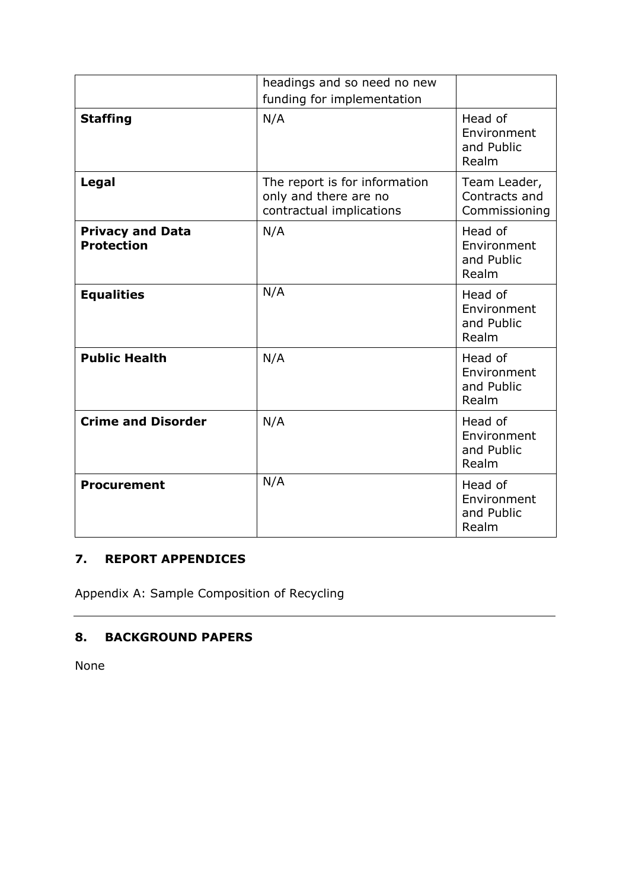| | | |
|---|---|---|
| | headings and so need no new funding for implementation | |
| **Staffing** | N/A | Head of Environment and Public Realm |
| **Legal** | The report is for information only and there are no contractual implications | Team Leader, Contracts and Commissioning |
| **Privacy and Data Protection** | N/A | Head of Environment and Public Realm |
| **Equalities** | N/A | Head of Environment and Public Realm |
| **Public Health** | N/A | Head of Environment and Public Realm |
| **Crime and Disorder** | N/A | Head of Environment and Public Realm |
| **Procurement** | N/A | Head of Environment and Public Realm |

## 7. REPORT APPENDICES

Appendix A: Sample Composition of Recycling

---

## 8. BACKGROUND PAPERS

None